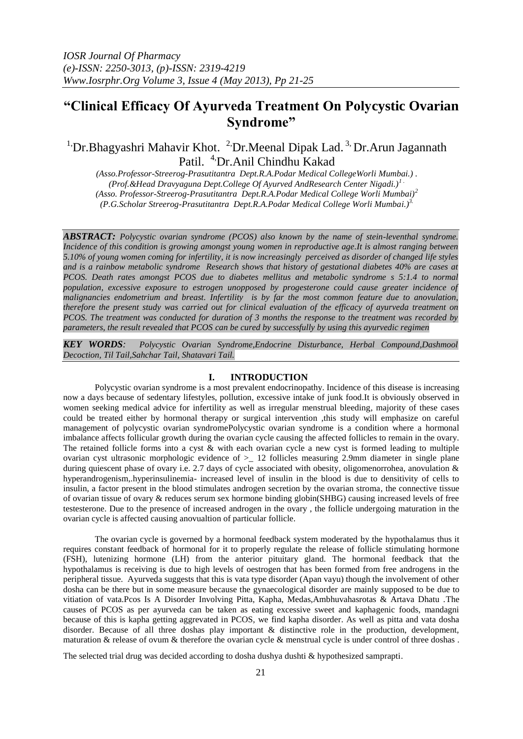# “Clinical Efficacy Of Ayurveda Treatment On Polycystic Ovarian Syndrome”

[1,]Dr.Bhagyashri Mahavir Khot. [2,]Dr.Meenal Dipak Lad. [3,] Dr.Arun Jagannath Patil. [4,]Dr.Anil Chindhu Kakad

*(Asso.Professor-Streerog-Prasutitantra Dept.R.A.Podar Medical CollegeWorli Mumbai.) .*
*(Prof.&Head Dravyaguna Dept.College Of Ayurved AndResearch Center Nigadi.)[1 .]*
*(Asso. Professor-Streerog-Prasutitantra Dept.R.A.Podar Medical College Worli Mumbai)[2]*
*(P.G.Scholar Streerog-Prasutitantra Dept.R.A.Podar Medical College Worli Mumbai.)[3.]*

***ABSTRACT:*** *Polycystic ovarian syndrome (PCOS) also known by the name of stein-leventhal syndrome. Incidence of this condition is growing amongst young women in reproductive age.It is almost ranging between 5.10% of young women coming for infertility, it is now increasingly perceived as disorder of changed life styles and is a rainbow metabolic syndrome Research shows that history of gestational diabetes 40% are cases at PCOS. Death rates amongst PCOS due to diabetes mellitus and metabolic syndrome s 5:1.4 to normal population, excessive exposure to estrogen unopposed by progesterone could cause greater incidence of malignancies endometrium and breast. Infertility is by far the most common feature due to anovulation, therefore the present study was carried out for clinical evaluation of the efficacy of ayurveda treatment on PCOS. The treatment was conducted for duration of 3 months the response to the treatment was recorded by parameters, the result revealed that PCOS can be cured by successfully by using this ayurvedic regimen*

***KEY WORDS****: Polycystic Ovarian Syndrome,Endocrine Disturbance, Herbal Compound,Dashmool Decoction, Til Tail,Sahchar Tail, Shatavari Tail.*

## I. INTRODUCTION

Polycystic ovarian syndrome is a most prevalent endocrinopathy. Incidence of this disease is increasing now a days because of sedentary lifestyles, pollution, excessive intake of junk food.It is obviously observed in women seeking medical advice for infertility as well as irregular menstrual bleeding, majority of these cases could be treated either by hormonal therapy or surgical intervention ,this study will emphasize on careful management of polycystic ovarian syndromePolycystic ovarian syndrome is a condition where a hormonal imbalance affects follicular growth during the ovarian cycle causing the affected follicles to remain in the ovary. The retained follicle forms into a cyst & with each ovarian cycle a new cyst is formed leading to multiple ovarian cyst ultrasonic morphologic evidence of >_ 12 follicles measuring 2.9mm diameter in single plane during quiescent phase of ovary i.e. 2.7 days of cycle associated with obesity, oligomenorrohea, anovulation & hyperandrogenism,.hyperinsulinemia- increased level of insulin in the blood is due to densitivity of cells to insulin, a factor present in the blood stimulates androgen secretion by the ovarian stroma, the connective tissue of ovarian tissue of ovary & reduces serum sex hormone binding globin(SHBG) causing increased levels of free testesterone. Due to the presence of increased androgen in the ovary , the follicle undergoing maturation in the ovarian cycle is affected causing anovualtion of particular follicle.

The ovarian cycle is governed by a hormonal feedback system moderated by the hypothalamus thus it requires constant feedback of hormonal for it to properly regulate the release of follicle stimulating hormone (FSH), lutenizing hormone (LH) from the anterior pituitary gland. The hormonal feedback that the hypothalamus is receiving is due to high levels of oestrogen that has been formed from free androgens in the peripheral tissue. Ayurveda suggests that this is vata type disorder (Apan vayu) though the involvement of other dosha can be there but in some measure because the gynaecological disorder are mainly supposed to be due to vitiation of vata.Pcos Is A Disorder Involving Pitta, Kapha, Medas,Ambhuvahasrotas & Artava Dhatu .The causes of PCOS as per ayurveda can be taken as eating excessive sweet and kaphagenic foods, mandagni because of this is kapha getting aggravated in PCOS, we find kapha disorder. As well as pitta and vata dosha disorder. Because of all three doshas play important & distinctive role in the production, development, maturation & release of ovum & therefore the ovarian cycle & menstrual cycle is under control of three doshas .

The selected trial drug was decided according to dosha dushya dushti & hypothesized samprapti.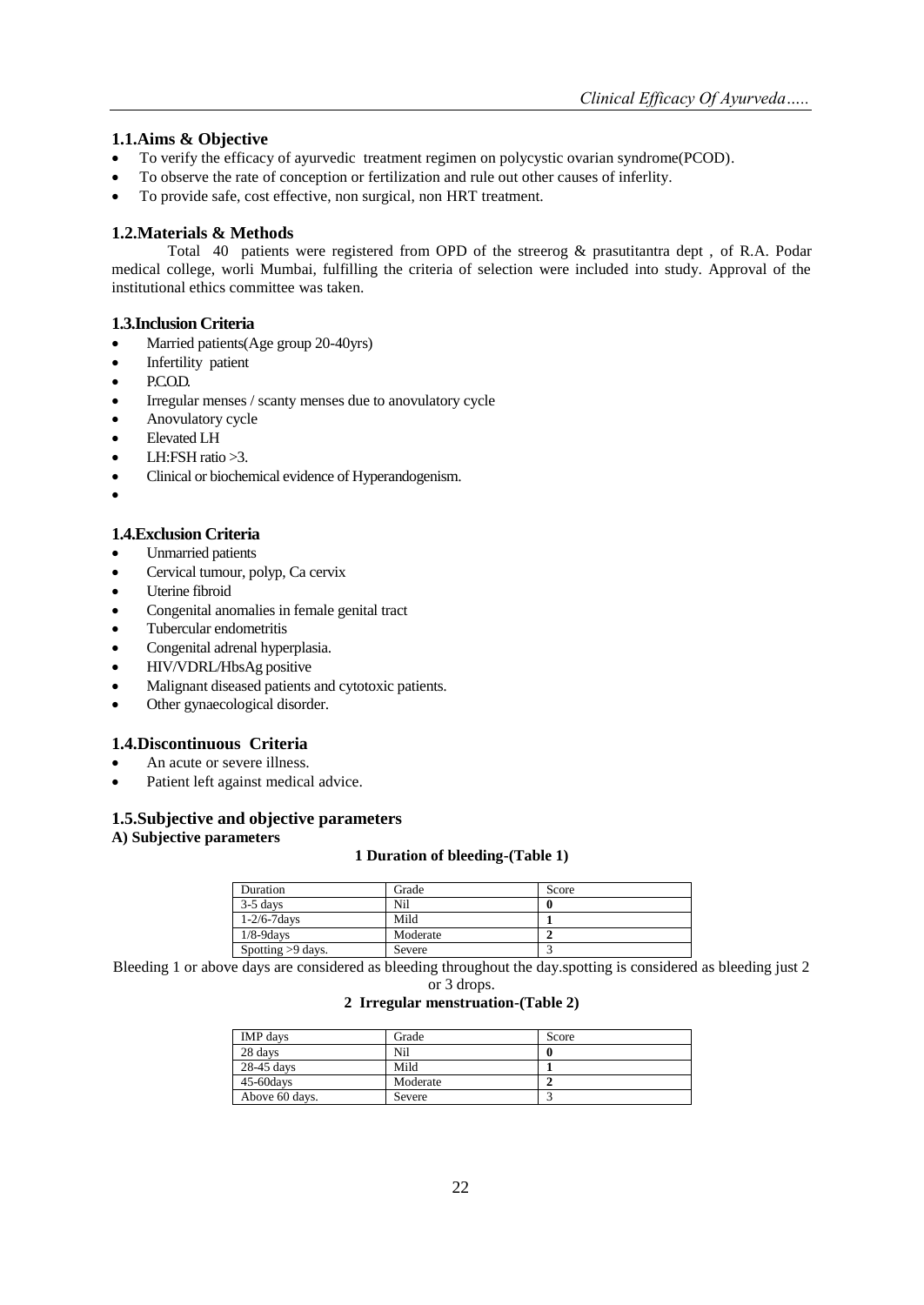## 1.1.Aims & Objective

- To verify the efficacy of ayurvedic treatment regimen on polycystic ovarian syndrome(PCOD).
- To observe the rate of conception or fertilization and rule out other causes of inferlity.
- To provide safe, cost effective, non surgical, non HRT treatment.

## 1.2.Materials & Methods

Total 40 patients were registered from OPD of the streerog & prasutitantra dept , of R.A. Podar medical college, worli Mumbai, fulfilling the criteria of selection were included into study. Approval of the institutional ethics committee was taken.

## 1.3.Inclusion Criteria

- Married patients(Age group 20-40yrs)
- Infertility patient
- P.C.O.D.
- Irregular menses / scanty menses due to anovulatory cycle
- Anovulatory cycle
- Elevated LH
- LH:FSH ratio >3.
- Clinical or biochemical evidence of Hyperandogenism.

## 1.4.Exclusion Criteria

- Unmarried patients
- Cervical tumour, polyp, Ca cervix
- Uterine fibroid
- Congenital anomalies in female genital tract
- Tubercular endometritis
- Congenital adrenal hyperplasia.
- HIV/VDRL/HbsAg positive
- Malignant diseased patients and cytotoxic patients.
- Other gynaecological disorder.

## 1.4.Discontinuous Criteria

- An acute or severe illness.
- Patient left against medical advice.

## 1.5.Subjective and objective parameters

**A) Subjective parameters**

**1 Duration of bleeding-(Table 1)**

| Duration | Grade | Score |
|---|---|---|
| 3-5 days | Nil | **0** |
| 1-2/6-7days | Mild | **1** |
| 1/8-9days | Moderate | **2** |
| Spotting >9 days. | Severe | 3 |

Bleeding 1 or above days are considered as bleeding throughout the day.spotting is considered as bleeding just 2 or 3 drops.

**2 Irregular menstruation-(Table 2)**

| IMP days | Grade | Score |
|---|---|---|
| 28 days | Nil | **0** |
| 28-45 days | Mild | **1** |
| 45-60days | Moderate | **2** |
| Above 60 days. | Severe | 3 |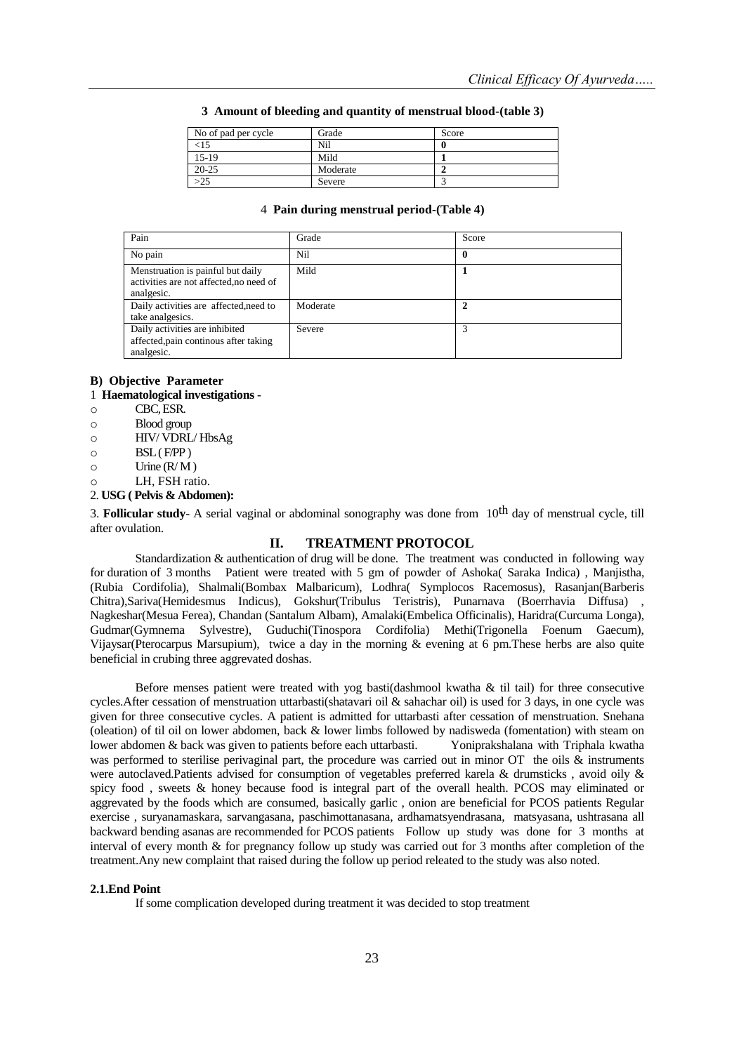**3 Amount of bleeding and quantity of menstrual blood-(table 3)**

| No of pad per cycle | Grade | Score |
|---|---|---|
| <15 | Nil | **0** |
| 15-19 | Mild | **1** |
| 20-25 | Moderate | **2** |
| >25 | Severe | 3 |

4 **Pain during menstrual period-(Table 4)**

| Pain | Grade | Score |
|---|---|---|
| No pain | Nil | **0** |
| Menstruation is painful but daily activities are not affected,no need of analgesic. | Mild | **1** |
| Daily activities are affected,need to take analgesics. | Moderate | **2** |
| Daily activities are inhibited affected,pain continous after taking analgesic. | Severe | 3 |

**B) Objective Parameter**

1 **Haematological investigations** -

- CBC, ESR.
- Blood group
- HIV/ VDRL/ HbsAg
- BSL ( F/PP )
- Urine (R/ M )
- LH, FSH ratio.

2. **USG ( Pelvis & Abdomen):**

3. **Follicular study**- A serial vaginal or abdominal sonography was done from 10th day of menstrual cycle, till after ovulation.

## II. TREATMENT PROTOCOL

Standardization & authentication of drug will be done. The treatment was conducted in following way for duration of 3 months Patient were treated with 5 gm of powder of Ashoka( Saraka Indica) , Manjistha,(Rubia Cordifolia), Shalmali(Bombax Malbaricum), Lodhra( Symplocos Racemosus), Rasanjan(Barberis Chitra),Sariva(Hemidesmus Indicus), Gokshur(Tribulus Teristris), Punarnava (Boerrhavia Diffusa) , Nagkeshar(Mesua Ferea), Chandan (Santalum Albam), Amalaki(Embelica Officinalis), Haridra(Curcuma Longa), Gudmar(Gymnema Sylvestre), Guduchi(Tinospora Cordifolia) Methi(Trigonella Foenum Gaecum), Vijaysar(Pterocarpus Marsupium), twice a day in the morning & evening at 6 pm.These herbs are also quite beneficial in crubing three aggrevated doshas.

Before menses patient were treated with yog basti(dashmool kwatha & til tail) for three consecutive cycles.After cessation of menstruation uttarbasti(shatavari oil & sahachar oil) is used for 3 days, in one cycle was given for three consecutive cycles. A patient is admitted for uttarbasti after cessation of menstruation. Snehana (oleation) of til oil on lower abdomen, back & lower limbs followed by nadisweda (fomentation) with steam on lower abdomen & back was given to patients before each uttarbasti. Yoniprakshalana with Triphala kwatha was performed to sterilise perivaginal part, the procedure was carried out in minor OT the oils & instruments were autoclaved.Patients advised for consumption of vegetables preferred karela & drumsticks , avoid oily & spicy food , sweets & honey because food is integral part of the overall health. PCOS may eliminated or aggrevated by the foods which are consumed, basically garlic , onion are beneficial for PCOS patients Regular exercise , suryanamaskara, sarvangasana, paschimottanasana, ardhamatsyendrasana, matsyasana, ushtrasana all backward bending asanas are recommended for PCOS patients Follow up study was done for 3 months at interval of every month & for pregnancy follow up study was carried out for 3 months after completion of the treatment.Any new complaint that raised during the follow up period releated to the study was also noted.

### 2.1.End Point

If some complication developed during treatment it was decided to stop treatment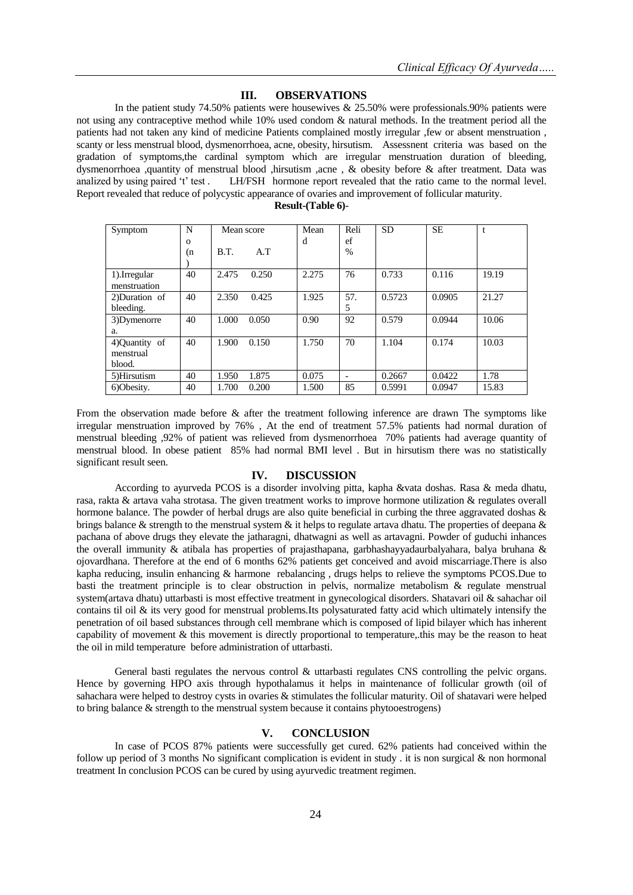## III. OBSERVATIONS

In the patient study 74.50% patients were housewives & 25.50% were professionals.90% patients were not using any contraceptive method while 10% used condom & natural methods. In the treatment period all the patients had not taken any kind of medicine Patients complained mostly irregular ,few or absent menstruation , scanty or less menstrual blood, dysmenorrhoea, acne, obesity, hirsutism. Assessnent criteria was based on the gradation of symptoms,the cardinal symptom which are irregular menstruation duration of bleeding, dysmenorrhoea ,quantity of menstrual blood ,hirsutism ,acne , & obesity before & after treatment. Data was analized by using paired 't' test . LH/FSH hormone report revealed that the ratio came to the normal level. Report revealed that reduce of polycystic appearance of ovaries and improvement of follicular maturity.

**Result-(Table 6)**-

| Symptom | No (n) | Mean score | | Mean d | Relief % | SD | SE | t |
|---|---|---|---|---|---|---|---|---|
| | | B.T. | A.T | | | | | |
| 1).Irregular menstruation | 40 | 2.475 | 0.250 | 2.275 | 76 | 0.733 | 0.116 | 19.19 |
| 2)Duration of bleeding. | 40 | 2.350 | 0.425 | 1.925 | 57.5 | 0.5723 | 0.0905 | 21.27 |
| 3)Dymenorrea. | 40 | 1.000 | 0.050 | 0.90 | 92 | 0.579 | 0.0944 | 10.06 |
| 4)Quantity of menstrual blood. | 40 | 1.900 | 0.150 | 1.750 | 70 | 1.104 | 0.174 | 10.03 |
| 5)Hirsutism | 40 | 1.950 | 1.875 | 0.075 | - | 0.2667 | 0.0422 | 1.78 |
| 6)Obesity. | 40 | 1.700 | 0.200 | 1.500 | 85 | 0.5991 | 0.0947 | 15.83 |

From the observation made before & after the treatment following inference are drawn The symptoms like irregular menstruation improved by 76% , At the end of treatment 57.5% patients had normal duration of menstrual bleeding ,92% of patient was relieved from dysmenorrhoea 70% patients had average quantity of menstrual blood. In obese patient 85% had normal BMI level . But in hirsutism there was no statistically significant result seen.

## IV. DISCUSSION

According to ayurveda PCOS is a disorder involving pitta, kapha &vata doshas. Rasa & meda dhatu, rasa, rakta & artava vaha strotasa. The given treatment works to improve hormone utilization & regulates overall hormone balance. The powder of herbal drugs are also quite beneficial in curbing the three aggravated doshas & brings balance & strength to the menstrual system & it helps to regulate artava dhatu. The properties of deepana & pachana of above drugs they elevate the jatharagni, dhatwagni as well as artavagni. Powder of guduchi inhances the overall immunity & atibala has properties of prajasthapana, garbhashayyadaurbalyahara, balya bruhana & ojovardhana. Therefore at the end of 6 months 62% patients get conceived and avoid miscarriage.There is also kapha reducing, insulin enhancing & harmone rebalancing , drugs helps to relieve the symptoms PCOS.Due to basti the treatment principle is to clear obstruction in pelvis, normalize metabolism & regulate menstrual system(artava dhatu) uttarbasti is most effective treatment in gynecological disorders. Shatavari oil & sahachar oil contains til oil & its very good for menstrual problems.Its polysaturated fatty acid which ultimately intensify the penetration of oil based substances through cell membrane which is composed of lipid bilayer which has inherent capability of movement & this movement is directly proportional to temperature,.this may be the reason to heat the oil in mild temperature before administration of uttarbasti.

General basti regulates the nervous control & uttarbasti regulates CNS controlling the pelvic organs. Hence by governing HPO axis through hypothalamus it helps in maintenance of follicular growth (oil of sahachara were helped to destroy cysts in ovaries & stimulates the follicular maturity. Oil of shatavari were helped to bring balance & strength to the menstrual system because it contains phytooestrogens)

## V. CONCLUSION

In case of PCOS 87% patients were successfully get cured. 62% patients had conceived within the follow up period of 3 months No significant complication is evident in study . it is non surgical & non hormonal treatment In conclusion PCOS can be cured by using ayurvedic treatment regimen.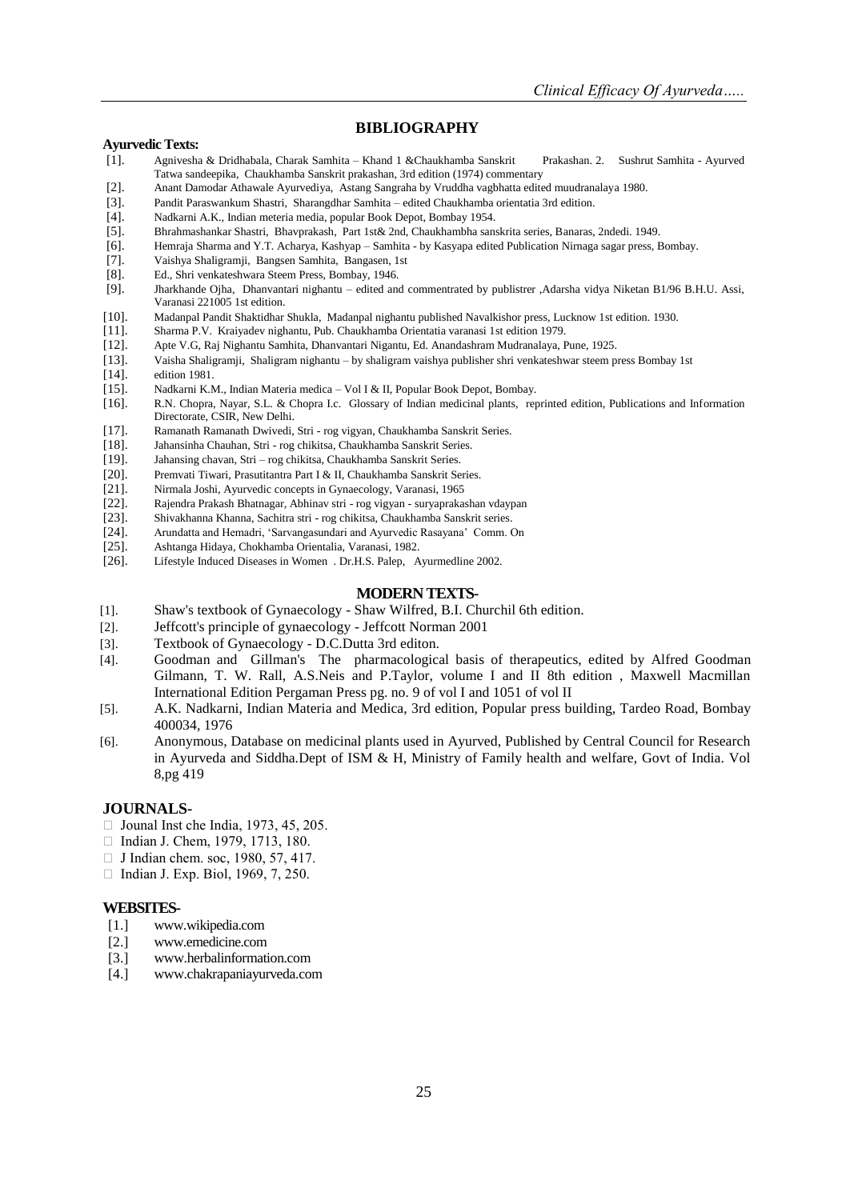## BIBLIOGRAPHY

**Ayurvedic Texts:**

[1]. Agnivesha & Dridhabala, Charak Samhita – Khand 1 &Chaukhamba Sanskrit Prakashan. 2. Sushrut Samhita - Ayurved Tatwa sandeepika, Chaukhamba Sanskrit prakashan, 3rd edition (1974) commentary

[2]. Anant Damodar Athawale Ayurvediya, Astang Sangraha by Vruddha vagbhatta edited muudranalaya 1980.

[3]. Pandit Paraswankum Shastri, Sharangdhar Samhita – edited Chaukhamba orientatia 3rd edition.

[4]. Nadkarni A.K., Indian meteria media, popular Book Depot, Bombay 1954.

[5]. Bhrahmashankar Shastri, Bhavprakash, Part 1st& 2nd, Chaukhambha sanskrita series, Banaras, 2ndedi. 1949.

[6]. Hemraja Sharma and Y.T. Acharya, Kashyap – Samhita - by Kasyapa edited Publication Nirnaga sagar press, Bombay.

[7]. Vaishya Shaligramji, Bangsen Samhita, Bangasen, 1st

[8]. Ed., Shri venkateshwara Steem Press, Bombay, 1946.

[9]. Jharkhande Ojha, Dhanvantari nighantu – edited and commentrated by publistrer ,Adarsha vidya Niketan B1/96 B.H.U. Assi, Varanasi 221005 1st edition.

[10]. Madanpal Pandit Shaktidhar Shukla, Madanpal nighantu published Navalkishor press, Lucknow 1st edition. 1930.

[11]. Sharma P.V. Kraiyadev nighantu, Pub. Chaukhamba Orientatia varanasi 1st edition 1979.

[12]. Apte V.G, Raj Nighantu Samhita, Dhanvantari Nigantu, Ed. Anandashram Mudranalaya, Pune, 1925.

[13]. Vaisha Shaligramji, Shaligram nighantu – by shaligram vaishya publisher shri venkateshwar steem press Bombay 1st

[14]. edition 1981.

[15]. Nadkarni K.M., Indian Materia medica – Vol I & II, Popular Book Depot, Bombay.

[16]. R.N. Chopra, Nayar, S.L. & Chopra I.c. Glossary of Indian medicinal plants, reprinted edition, Publications and Information Directorate, CSIR, New Delhi.

[17]. Ramanath Ramanath Dwivedi, Stri - rog vigyan, Chaukhamba Sanskrit Series.

[18]. Jahansinha Chauhan, Stri - rog chikitsa, Chaukhamba Sanskrit Series.

[19]. Jahansing chavan, Stri – rog chikitsa, Chaukhamba Sanskrit Series.

[20]. Premvati Tiwari, Prasutitantra Part I & II, Chaukhamba Sanskrit Series.

[21]. Nirmala Joshi, Ayurvedic concepts in Gynaecology, Varanasi, 1965

[22]. Rajendra Prakash Bhatnagar, Abhinav stri - rog vigyan - suryaprakashan vdaypan

[23]. Shivakhanna Khanna, Sachitra stri - rog chikitsa, Chaukhamba Sanskrit series.

[24]. Arundatta and Hemadri, 'Sarvangasundari and Ayurvedic Rasayana' Comm. On

[25]. Ashtanga Hidaya, Chokhamba Orientalia, Varanasi, 1982.

[26]. Lifestyle Induced Diseases in Women . Dr.H.S. Palep, Ayurmedline 2002.

### MODERN TEXTS-

[1]. Shaw's textbook of Gynaecology - Shaw Wilfred, B.I. Churchil 6th edition.

[2]. Jeffcott's principle of gynaecology - Jeffcott Norman 2001

[3]. Textbook of Gynaecology - D.C.Dutta 3rd editon.

[4]. Goodman and Gillman's The pharmacological basis of therapeutics, edited by Alfred Goodman Gilmann, T. W. Rall, A.S.Neis and P.Taylor, volume I and II 8th edition , Maxwell Macmillan International Edition Pergaman Press pg. no. 9 of vol I and 1051 of vol II

[5]. A.K. Nadkarni, Indian Materia and Medica, 3rd edition, Popular press building, Tardeo Road, Bombay 400034, 1976

[6]. Anonymous, Database on medicinal plants used in Ayurved, Published by Central Council for Research in Ayurveda and Siddha.Dept of ISM & H, Ministry of Family health and welfare, Govt of India. Vol 8,pg 419

### JOURNALS-

- Jounal Inst che India, 1973, 45, 205.
- Indian J. Chem, 1979, 1713, 180.
- J Indian chem. soc, 1980, 57, 417.
- Indian J. Exp. Biol, 1969, 7, 250.

### WEBSITES-

[1.] www.wikipedia.com

[2.] www.emedicine.com

[3.] www.herbalinformation.com

[4.] www.chakrapaniayurveda.com